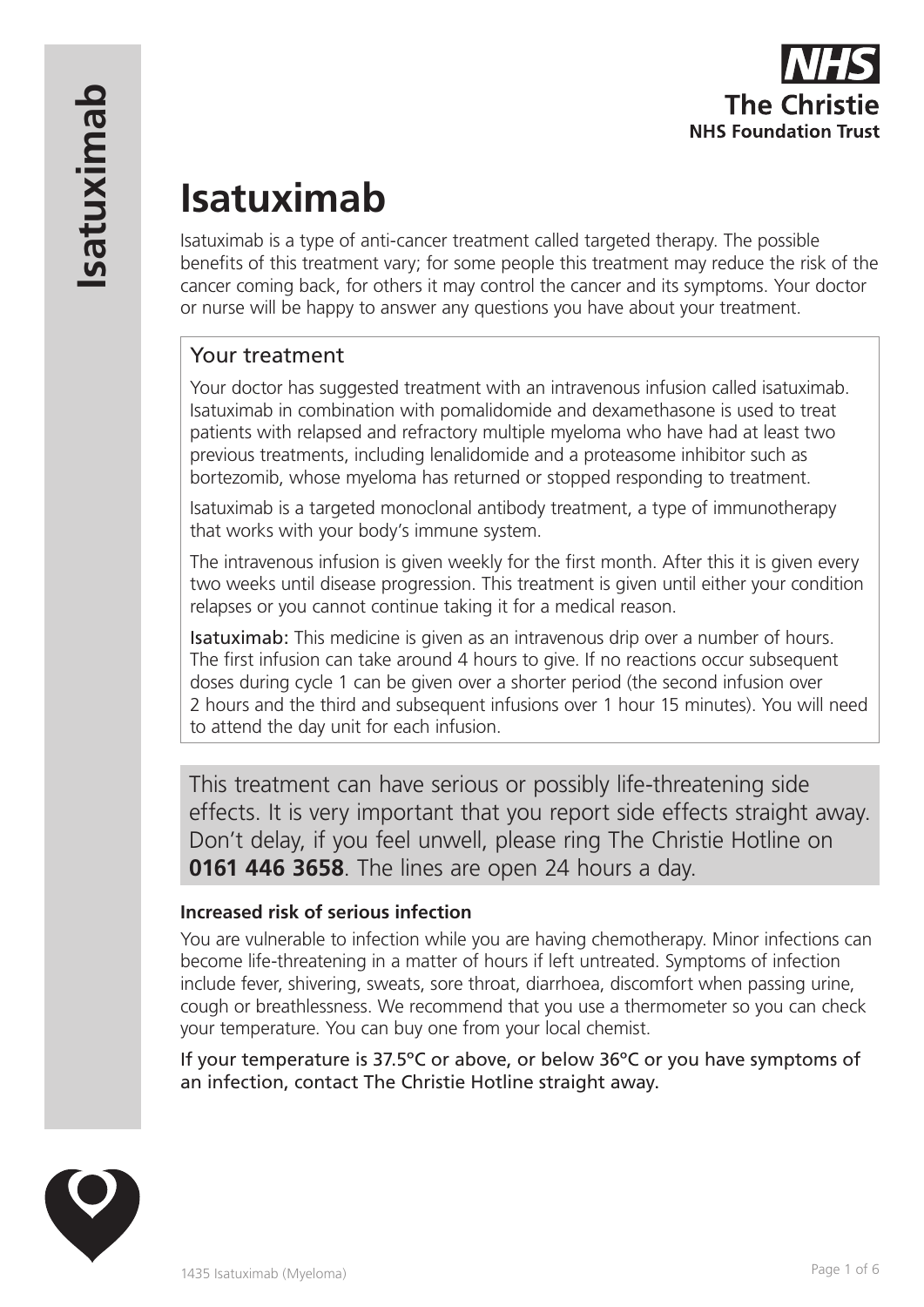# Isatuximab

Isatuximab is a type of anti-cancer treatment called targeted therapy. The possible benefits of this treatment vary; for some people this treatment may reduce the risk of the cancer coming back, for others it may control the cancer and its symptoms. Your doctor or nurse will be happy to answer any questions you have about your treatment.

## Your treatment

Your doctor has suggested treatment with an intravenous infusion called isatuximab. Isatuximab in combination with pomalidomide and dexamethasone is used to treat patients with relapsed and refractory multiple myeloma who have had at least two previous treatments, including lenalidomide and a proteasome inhibitor such as bortezomib, whose myeloma has returned or stopped responding to treatment.

Isatuximab is a targeted monoclonal antibody treatment, a type of immunotherapy that works with your body's immune system.

The intravenous infusion is given weekly for the first month. After this it is given every two weeks until disease progression. This treatment is given until either your condition relapses or you cannot continue taking it for a medical reason.

**Isatuximab:** This medicine is given as an intravenous drip over a number of hours. The first infusion can take around 4 hours to give. If no reactions occur subsequent doses during cycle 1 can be given over a shorter period (the second infusion over 2 hours and the third and subsequent infusions over 1 hour 15 minutes). You will need to attend the day unit for each infusion.

This treatment can have serious or possibly life-threatening side effects. It is very important that you report side effects straight away. Don't delay, if you feel unwell, please ring The Christie Hotline on **0161 446 3658**. The lines are open 24 hours a day.

### Increased risk of serious infection

You are vulnerable to infection while you are having chemotherapy. Minor infections can become life-threatening in a matter of hours if left untreated. Symptoms of infection include fever, shivering, sweats, sore throat, diarrhoea, discomfort when passing urine, cough or breathlessness. We recommend that you use a thermometer so you can check your temperature. You can buy one from your local chemist.

If your temperature is 37.5ºC or above, or below 36ºC or you have symptoms of an infection, contact The Christie Hotline straight away.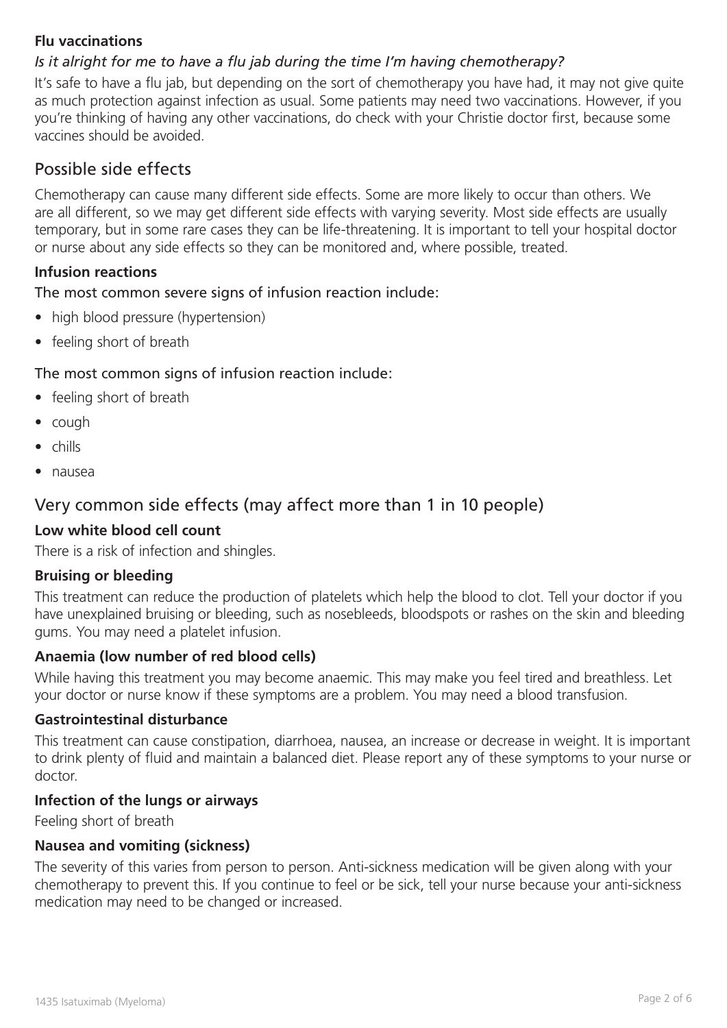**Flu vaccinations**

*Is it alright for me to have a flu jab during the time I'm having chemotherapy?*

It's safe to have a flu jab, but depending on the sort of chemotherapy you have had, it may not give quite as much protection against infection as usual. Some patients may need two vaccinations. However, if you you're thinking of having any other vaccinations, do check with your Christie doctor first, because some vaccines should be avoided.

## Possible side effects

Chemotherapy can cause many different side effects. Some are more likely to occur than others. We are all different, so we may get different side effects with varying severity. Most side effects are usually temporary, but in some rare cases they can be life-threatening. It is important to tell your hospital doctor or nurse about any side effects so they can be monitored and, where possible, treated.

**Infusion reactions**

The most common severe signs of infusion reaction include:

- high blood pressure (hypertension)
- feeling short of breath

The most common signs of infusion reaction include:

- feeling short of breath
- cough
- chills
- nausea

## Very common side effects (may affect more than 1 in 10 people)

**Low white blood cell count**

There is a risk of infection and shingles.

**Bruising or bleeding**

This treatment can reduce the production of platelets which help the blood to clot. Tell your doctor if you have unexplained bruising or bleeding, such as nosebleeds, bloodspots or rashes on the skin and bleeding gums. You may need a platelet infusion.

**Anaemia (low number of red blood cells)**

While having this treatment you may become anaemic. This may make you feel tired and breathless. Let your doctor or nurse know if these symptoms are a problem. You may need a blood transfusion.

**Gastrointestinal disturbance**

This treatment can cause constipation, diarrhoea, nausea, an increase or decrease in weight. It is important to drink plenty of fluid and maintain a balanced diet. Please report any of these symptoms to your nurse or doctor.

**Infection of the lungs or airways**

Feeling short of breath

**Nausea and vomiting (sickness)**

The severity of this varies from person to person. Anti-sickness medication will be given along with your chemotherapy to prevent this. If you continue to feel or be sick, tell your nurse because your anti-sickness medication may need to be changed or increased.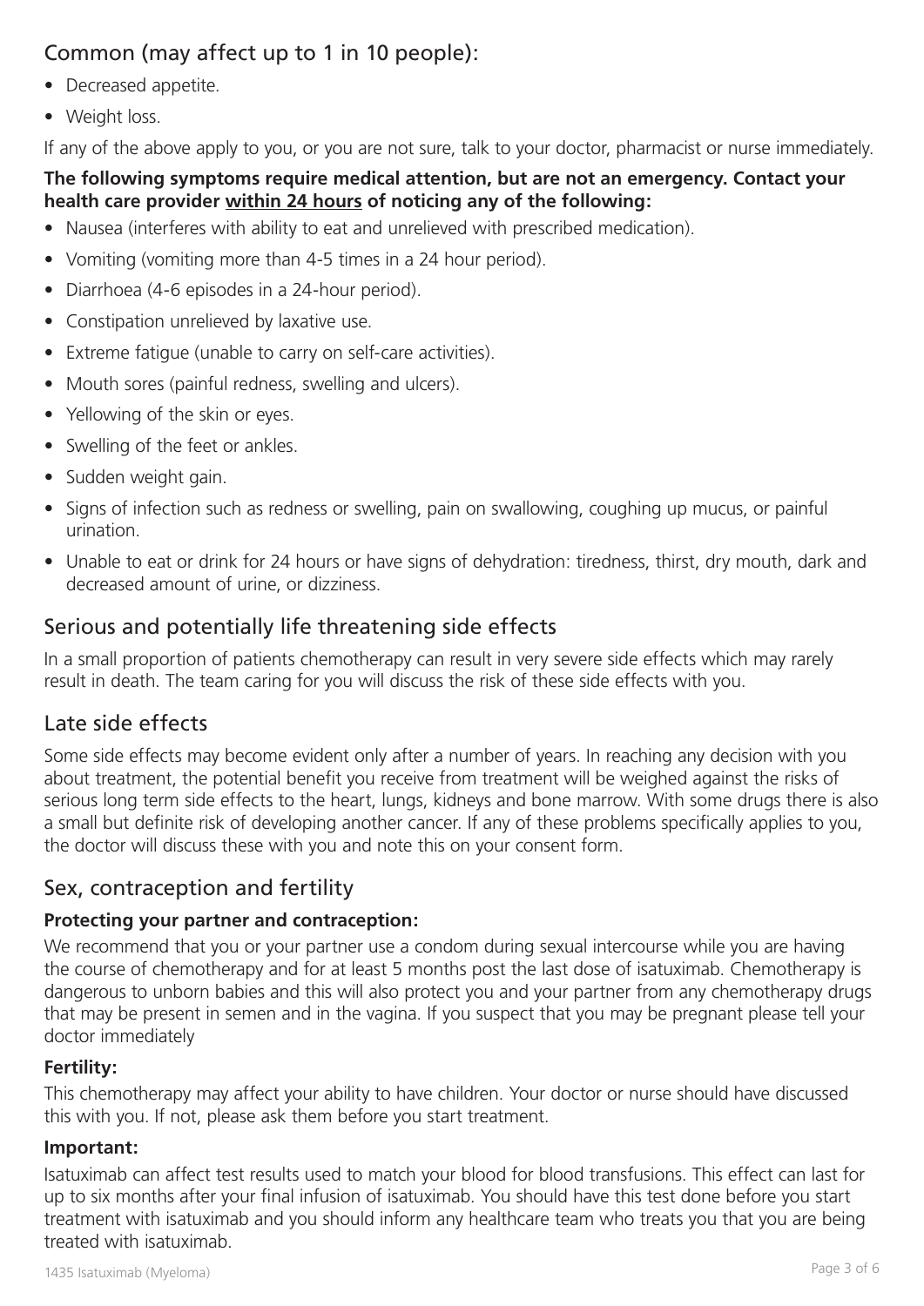## Common (may affect up to 1 in 10 people):

- Decreased appetite.
- Weight loss.

If any of the above apply to you, or you are not sure, talk to your doctor, pharmacist or nurse immediately.

**The following symptoms require medical attention, but are not an emergency. Contact your health care provider within 24 hours of noticing any of the following:**

- Nausea (interferes with ability to eat and unrelieved with prescribed medication).
- Vomiting (vomiting more than 4-5 times in a 24 hour period).
- Diarrhoea (4-6 episodes in a 24-hour period).
- Constipation unrelieved by laxative use.
- Extreme fatigue (unable to carry on self-care activities).
- Mouth sores (painful redness, swelling and ulcers).
- Yellowing of the skin or eyes.
- Swelling of the feet or ankles.
- Sudden weight gain.
- Signs of infection such as redness or swelling, pain on swallowing, coughing up mucus, or painful urination.
- Unable to eat or drink for 24 hours or have signs of dehydration: tiredness, thirst, dry mouth, dark and decreased amount of urine, or dizziness.

## Serious and potentially life threatening side effects

In a small proportion of patients chemotherapy can result in very severe side effects which may rarely result in death. The team caring for you will discuss the risk of these side effects with you.

## Late side effects

Some side effects may become evident only after a number of years. In reaching any decision with you about treatment, the potential benefit you receive from treatment will be weighed against the risks of serious long term side effects to the heart, lungs, kidneys and bone marrow. With some drugs there is also a small but definite risk of developing another cancer. If any of these problems specifically applies to you, the doctor will discuss these with you and note this on your consent form.

## Sex, contraception and fertility

**Protecting your partner and contraception:**

We recommend that you or your partner use a condom during sexual intercourse while you are having the course of chemotherapy and for at least 5 months post the last dose of isatuximab. Chemotherapy is dangerous to unborn babies and this will also protect you and your partner from any chemotherapy drugs that may be present in semen and in the vagina. If you suspect that you may be pregnant please tell your doctor immediately

**Fertility:**

This chemotherapy may affect your ability to have children. Your doctor or nurse should have discussed this with you. If not, please ask them before you start treatment.

**Important:**

Isatuximab can affect test results used to match your blood for blood transfusions. This effect can last for up to six months after your final infusion of isatuximab. You should have this test done before you start treatment with isatuximab and you should inform any healthcare team who treats you that you are being treated with isatuximab.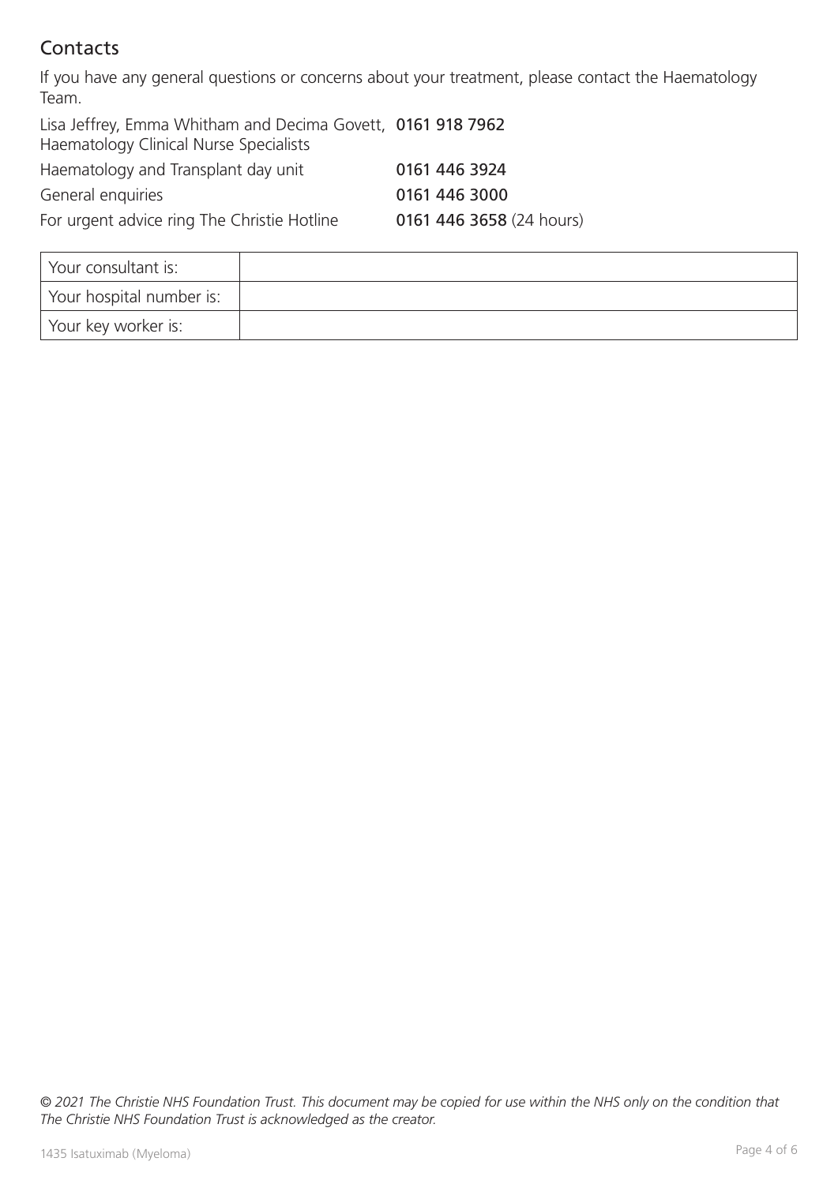## Contacts

If you have any general questions or concerns about your treatment, please contact the Haematology Team.

| | |
|---|---|
| Lisa Jeffrey, Emma Whitham and Decima Govett, Haematology Clinical Nurse Specialists | **0161 918 7962** |
| Haematology and Transplant day unit | **0161 446 3924** |
| General enquiries | **0161 446 3000** |
| For urgent advice ring The Christie Hotline | **0161 446 3658** (24 hours) |

| | |
|---|---|
| Your consultant is: | |
| Your hospital number is: | |
| Your key worker is: | |

*© 2021 The Christie NHS Foundation Trust. This document may be copied for use within the NHS only on the condition that The Christie NHS Foundation Trust is acknowledged as the creator.*

1435 Isatuximab (Myeloma)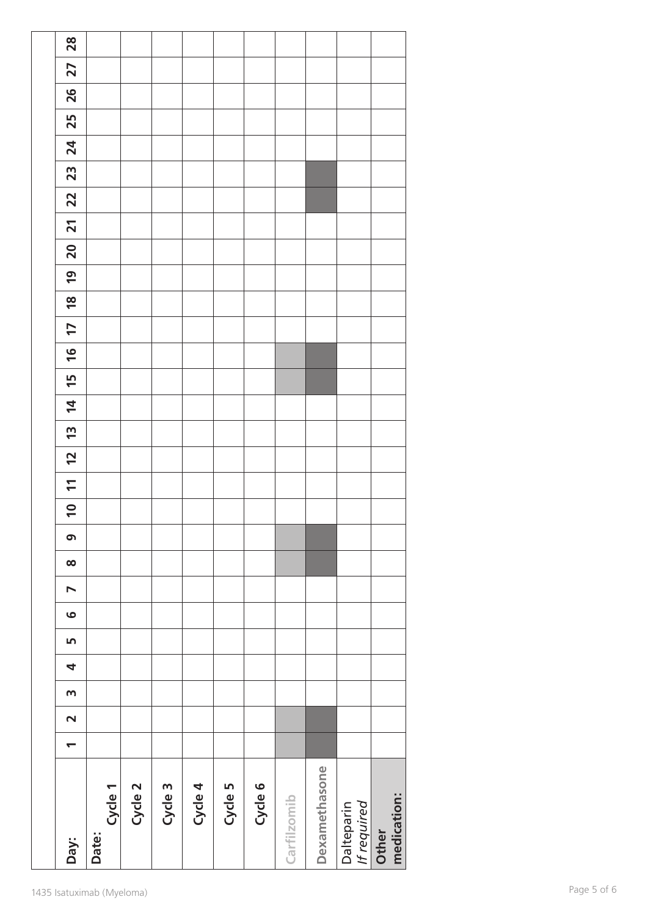| Day: | 1 | 2 | 3 | 4 | 5 | 6 | 7 | 8 | 9 | 10 | 11 | 12 | 13 | 14 | 15 | 16 | 17 | 18 | 19 | 20 | 21 | 22 | 23 | 24 | 25 | 26 | 27 | 28 |
|---|---|---|---|---|---|---|---|---|---|---|---|---|---|---|---|---|---|---|---|---|---|---|---|---|---|---|---|---|
| **Date: Cycle 1** | | | | | | | | | | | | | | | | | | | | | | | | | | | | |
| **Cycle 2** | | | | | | | | | | | | | | | | | | | | | | | | | | | | |
| **Cycle 3** | | | | | | | | | | | | | | | | | | | | | | | | | | | | |
| **Cycle 4** | | | | | | | | | | | | | | | | | | | | | | | | | | | | |
| **Cycle 5** | | | | | | | | | | | | | | | | | | | | | | | | | | | | |
| **Cycle 6** | | | | | | | | | | | | | | | | | | | | | | | | | | | | |
| **Carfilzomib** | | | | | | | | | | | | | | | | | | | | | | | | | | | | |
| **Dexamethasone** | | | | | | | | | | | | | | | | | | | | | | | | | | | | |
| Dalteparin *If required* | | | | | | | | | | | | | | | | | | | | | | | | | | | | |
| **Other medication:** | | | | | | | | | | | | | | | | | | | | | | | | | | | | |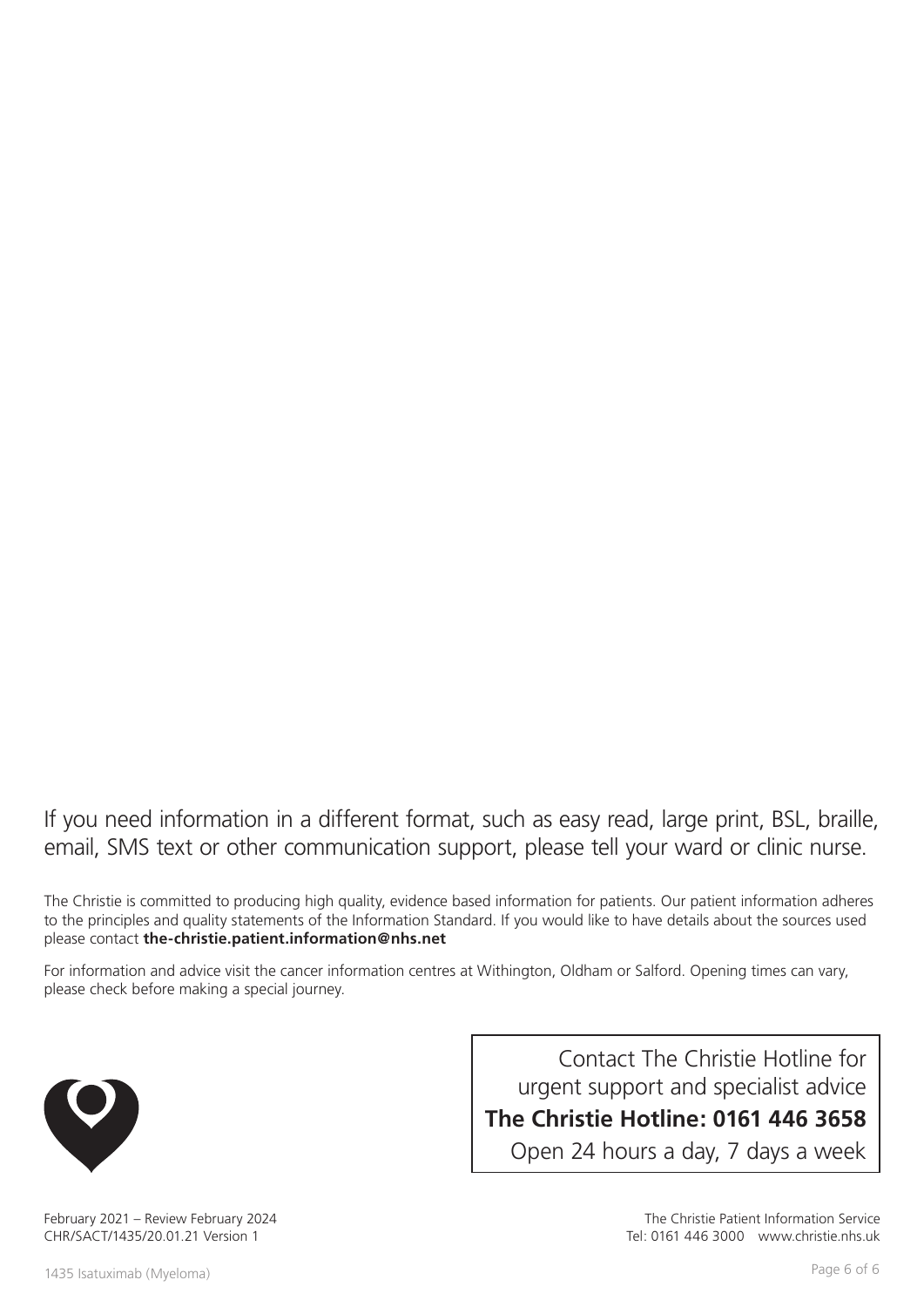If you need information in a different format, such as easy read, large print, BSL, braille, email, SMS text or other communication support, please tell your ward or clinic nurse.

The Christie is committed to producing high quality, evidence based information for patients. Our patient information adheres to the principles and quality statements of the Information Standard. If you would like to have details about the sources used please contact **the-christie.patient.information@nhs.net**

For information and advice visit the cancer information centres at Withington, Oldham or Salford. Opening times can vary, please check before making a special journey.

Contact The Christie Hotline for urgent support and specialist advice

**The Christie Hotline: 0161 446 3658**

Open 24 hours a day, 7 days a week

February 2021 – Review February 2024
CHR/SACT/1435/20.01.21 Version 1

The Christie Patient Information Service
Tel: 0161 446 3000 www.christie.nhs.uk

1435 Isatuximab (Myeloma)